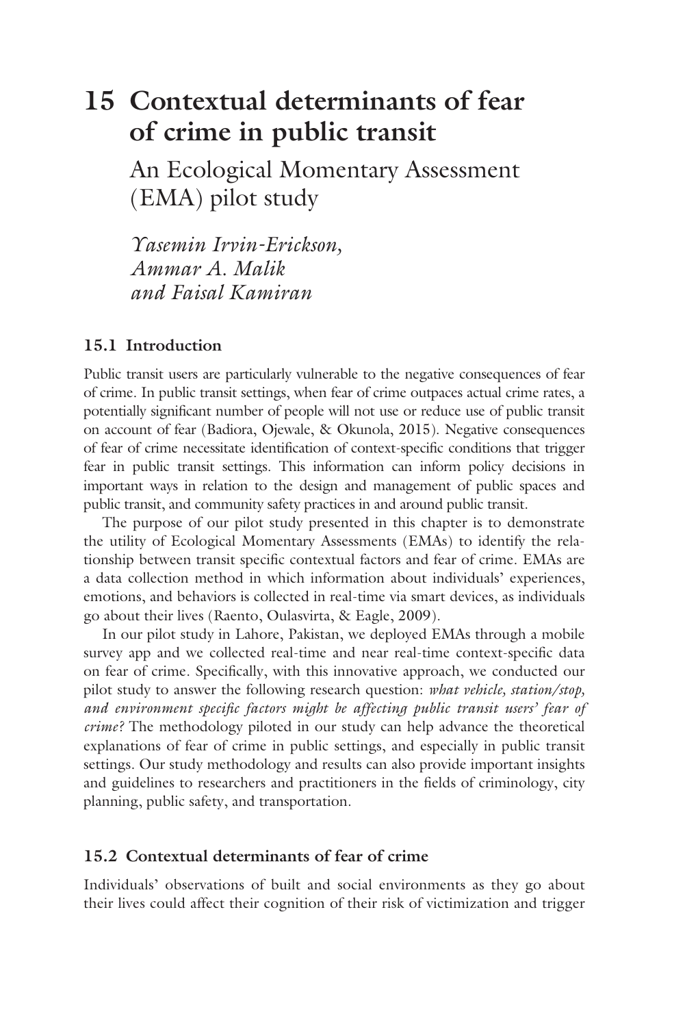# 15 Contextual determinants of fear of crime in public transit

## An Ecological Momentary Assessment (EMA) pilot study

*Yasemin Irvin-Erickson, Ammar A. Malik and Faisal Kamiran*

### 15.1 Introduction

Public transit users are particularly vulnerable to the negative consequences of fear of crime. In public transit settings, when fear of crime outpaces actual crime rates, a potentially significant number of people will not use or reduce use of public transit on account of fear (Badiora, Ojewale, & Okunola, 2015). Negative consequences of fear of crime necessitate identification of context-specific conditions that trigger fear in public transit settings. This information can inform policy decisions in important ways in relation to the design and management of public spaces and public transit, and community safety practices in and around public transit.

The purpose of our pilot study presented in this chapter is to demonstrate the utility of Ecological Momentary Assessments (EMAs) to identify the relationship between transit specific contextual factors and fear of crime. EMAs are a data collection method in which information about individuals' experiences, emotions, and behaviors is collected in real-time via smart devices, as individuals go about their lives (Raento, Oulasvirta, & Eagle, 2009).

In our pilot study in Lahore, Pakistan, we deployed EMAs through a mobile survey app and we collected real-time and near real-time context-specific data on fear of crime. Specifically, with this innovative approach, we conducted our pilot study to answer the following research question: *what vehicle, station/stop, and environment specific factors might be affecting public transit users' fear of crime?* The methodology piloted in our study can help advance the theoretical explanations of fear of crime in public settings, and especially in public transit settings. Our study methodology and results can also provide important insights and guidelines to researchers and practitioners in the fields of criminology, city planning, public safety, and transportation.

### 15.2 Contextual determinants of fear of crime

Individuals' observations of built and social environments as they go about their lives could affect their cognition of their risk of victimization and trigger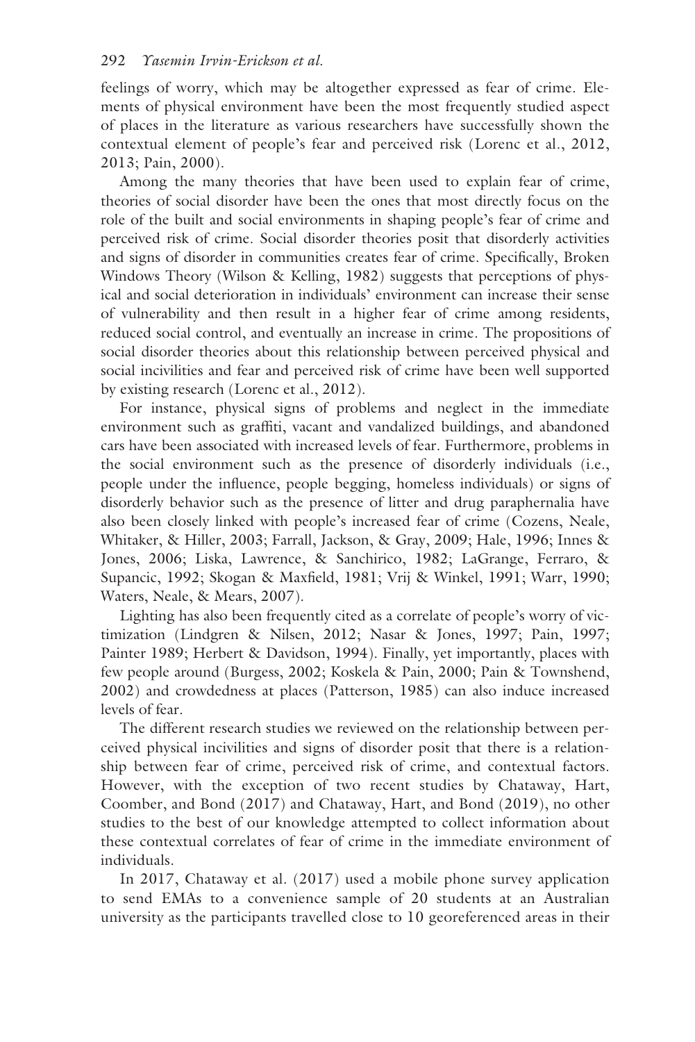feelings of worry, which may be altogether expressed as fear of crime. Elements of physical environment have been the most frequently studied aspect of places in the literature as various researchers have successfully shown the contextual element of people's fear and perceived risk (Lorenc et al., 2012, 2013; Pain, 2000).

Among the many theories that have been used to explain fear of crime, theories of social disorder have been the ones that most directly focus on the role of the built and social environments in shaping people's fear of crime and perceived risk of crime. Social disorder theories posit that disorderly activities and signs of disorder in communities creates fear of crime. Specifically, Broken Windows Theory (Wilson & Kelling, 1982) suggests that perceptions of physical and social deterioration in individuals' environment can increase their sense of vulnerability and then result in a higher fear of crime among residents, reduced social control, and eventually an increase in crime. The propositions of social disorder theories about this relationship between perceived physical and social incivilities and fear and perceived risk of crime have been well supported by existing research (Lorenc et al., 2012).

For instance, physical signs of problems and neglect in the immediate environment such as graffiti, vacant and vandalized buildings, and abandoned cars have been associated with increased levels of fear. Furthermore, problems in the social environment such as the presence of disorderly individuals (i.e., people under the influence, people begging, homeless individuals) or signs of disorderly behavior such as the presence of litter and drug paraphernalia have also been closely linked with people's increased fear of crime (Cozens, Neale, Whitaker, & Hiller, 2003; Farrall, Jackson, & Gray, 2009; Hale, 1996; Innes & Jones, 2006; Liska, Lawrence, & Sanchirico, 1982; LaGrange, Ferraro, & Supancic, 1992; Skogan & Maxfield, 1981; Vrij & Winkel, 1991; Warr, 1990; Waters, Neale, & Mears, 2007).

Lighting has also been frequently cited as a correlate of people's worry of victimization (Lindgren & Nilsen, 2012; Nasar & Jones, 1997; Pain, 1997; Painter 1989; Herbert & Davidson, 1994). Finally, yet importantly, places with few people around (Burgess, 2002; Koskela & Pain, 2000; Pain & Townshend, 2002) and crowdedness at places (Patterson, 1985) can also induce increased levels of fear.

The different research studies we reviewed on the relationship between perceived physical incivilities and signs of disorder posit that there is a relationship between fear of crime, perceived risk of crime, and contextual factors. However, with the exception of two recent studies by Chataway, Hart, Coomber, and Bond (2017) and Chataway, Hart, and Bond (2019), no other studies to the best of our knowledge attempted to collect information about these contextual correlates of fear of crime in the immediate environment of individuals.

In 2017, Chataway et al. (2017) used a mobile phone survey application to send EMAs to a convenience sample of 20 students at an Australian university as the participants travelled close to 10 georeferenced areas in their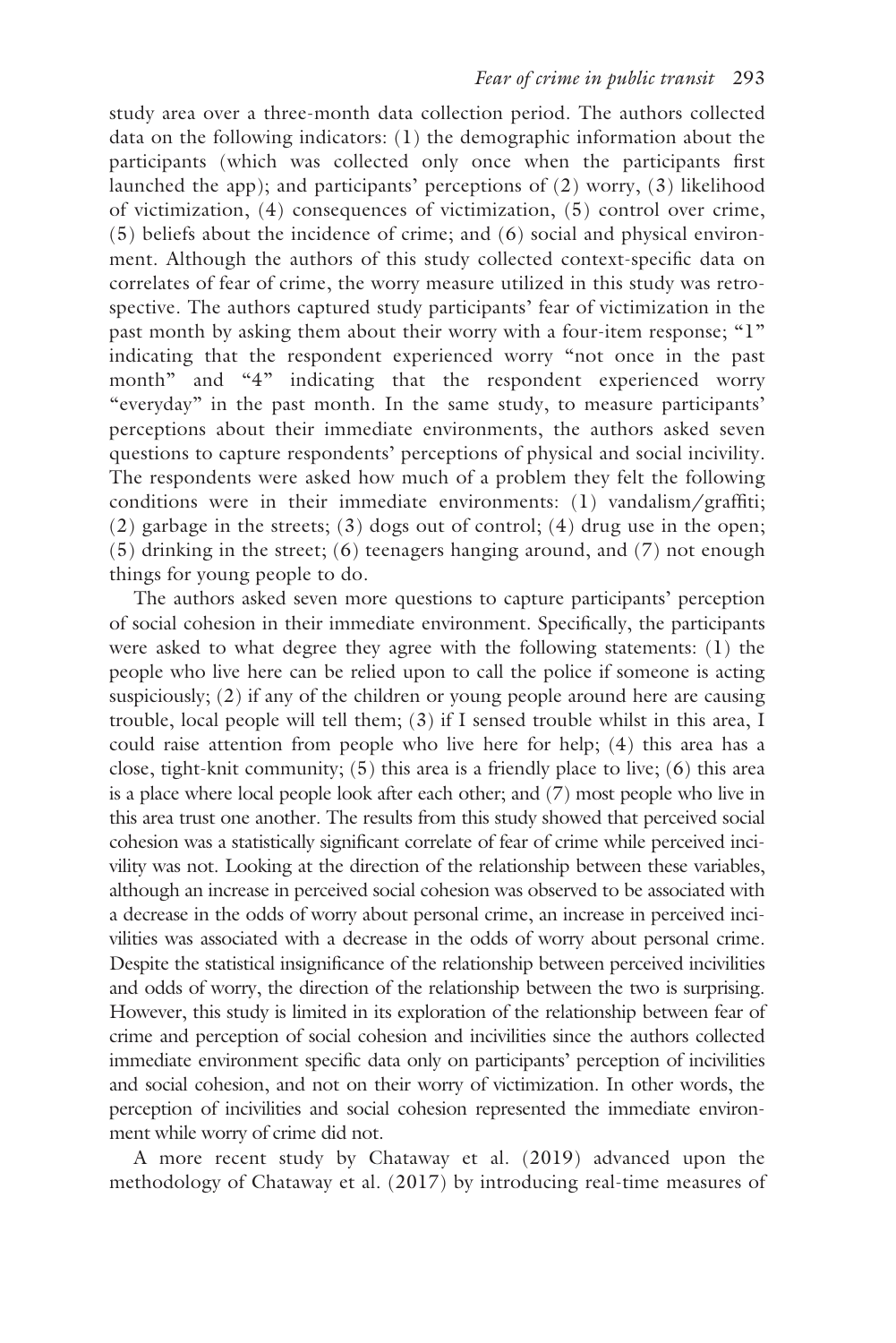study area over a three-month data collection period. The authors collected data on the following indicators: (1) the demographic information about the participants (which was collected only once when the participants first launched the app); and participants' perceptions of (2) worry, (3) likelihood of victimization, (4) consequences of victimization, (5) control over crime, (5) beliefs about the incidence of crime; and (6) social and physical environment. Although the authors of this study collected context-specific data on correlates of fear of crime, the worry measure utilized in this study was retrospective. The authors captured study participants' fear of victimization in the past month by asking them about their worry with a four-item response; "1" indicating that the respondent experienced worry "not once in the past month" and "4" indicating that the respondent experienced worry "everyday" in the past month. In the same study, to measure participants' perceptions about their immediate environments, the authors asked seven questions to capture respondents' perceptions of physical and social incivility. The respondents were asked how much of a problem they felt the following conditions were in their immediate environments: (1) vandalism/graffiti; (2) garbage in the streets; (3) dogs out of control; (4) drug use in the open; (5) drinking in the street; (6) teenagers hanging around, and (7) not enough things for young people to do.

The authors asked seven more questions to capture participants' perception of social cohesion in their immediate environment. Specifically, the participants were asked to what degree they agree with the following statements: (1) the people who live here can be relied upon to call the police if someone is acting suspiciously; (2) if any of the children or young people around here are causing trouble, local people will tell them; (3) if I sensed trouble whilst in this area, I could raise attention from people who live here for help; (4) this area has a close, tight-knit community; (5) this area is a friendly place to live; (6) this area is a place where local people look after each other; and (7) most people who live in this area trust one another. The results from this study showed that perceived social cohesion was a statistically significant correlate of fear of crime while perceived incivility was not. Looking at the direction of the relationship between these variables, although an increase in perceived social cohesion was observed to be associated with a decrease in the odds of worry about personal crime, an increase in perceived incivilities was associated with a decrease in the odds of worry about personal crime. Despite the statistical insignificance of the relationship between perceived incivilities and odds of worry, the direction of the relationship between the two is surprising. However, this study is limited in its exploration of the relationship between fear of crime and perception of social cohesion and incivilities since the authors collected immediate environment specific data only on participants' perception of incivilities and social cohesion, and not on their worry of victimization. In other words, the perception of incivilities and social cohesion represented the immediate environment while worry of crime did not.

A more recent study by Chataway et al. (2019) advanced upon the methodology of Chataway et al. (2017) by introducing real-time measures of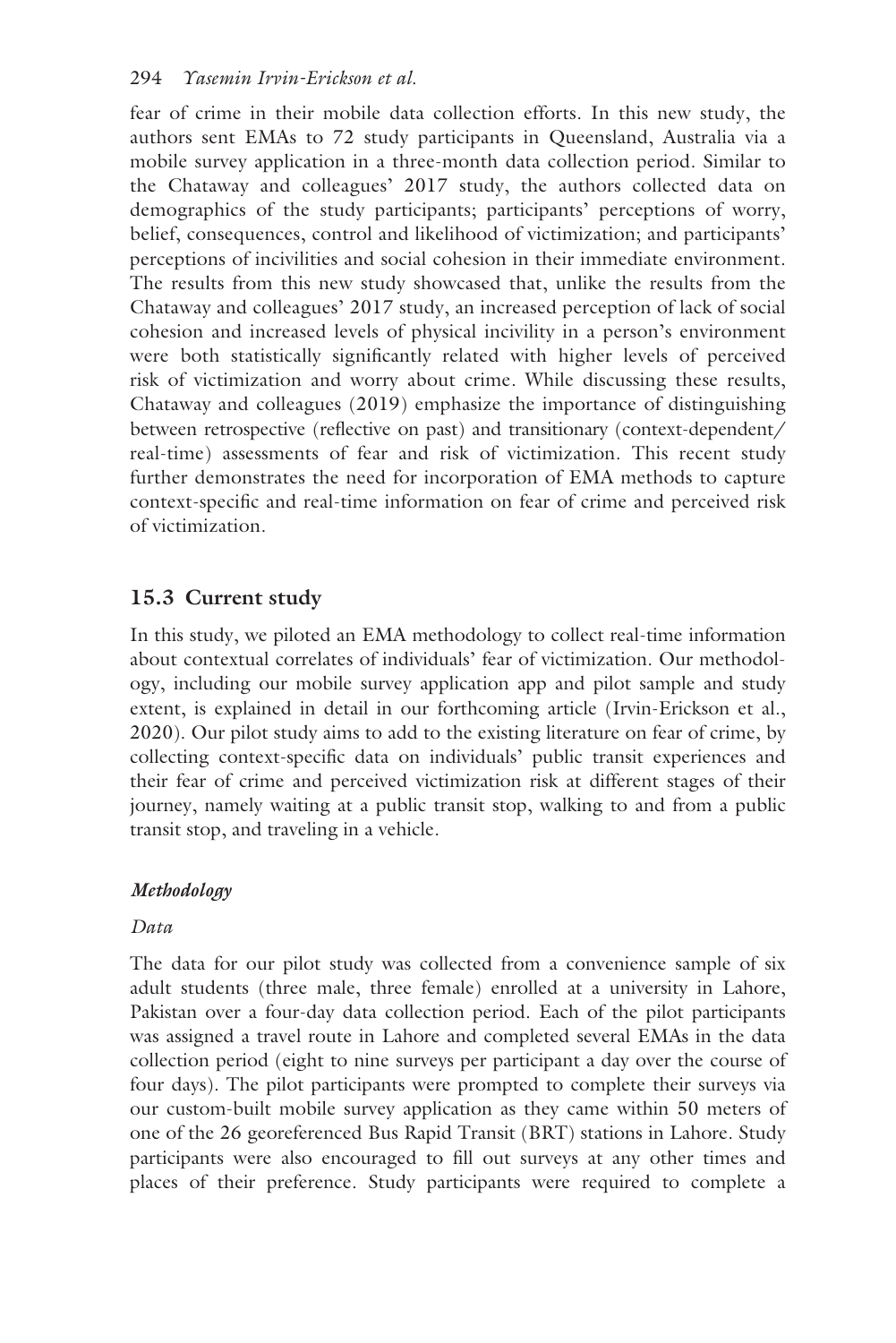fear of crime in their mobile data collection efforts. In this new study, the authors sent EMAs to 72 study participants in Queensland, Australia via a mobile survey application in a three-month data collection period. Similar to the Chataway and colleagues' 2017 study, the authors collected data on demographics of the study participants; participants' perceptions of worry, belief, consequences, control and likelihood of victimization; and participants' perceptions of incivilities and social cohesion in their immediate environment. The results from this new study showcased that, unlike the results from the Chataway and colleagues' 2017 study, an increased perception of lack of social cohesion and increased levels of physical incivility in a person's environment were both statistically significantly related with higher levels of perceived risk of victimization and worry about crime. While discussing these results, Chataway and colleagues (2019) emphasize the importance of distinguishing between retrospective (reflective on past) and transitionary (context-dependent/real-time) assessments of fear and risk of victimization. This recent study further demonstrates the need for incorporation of EMA methods to capture context-specific and real-time information on fear of crime and perceived risk of victimization.

## 15.3 Current study

In this study, we piloted an EMA methodology to collect real-time information about contextual correlates of individuals' fear of victimization. Our methodology, including our mobile survey application app and pilot sample and study extent, is explained in detail in our forthcoming article (Irvin-Erickson et al., 2020). Our pilot study aims to add to the existing literature on fear of crime, by collecting context-specific data on individuals' public transit experiences and their fear of crime and perceived victimization risk at different stages of their journey, namely waiting at a public transit stop, walking to and from a public transit stop, and traveling in a vehicle.

### *Methodology*

#### *Data*

The data for our pilot study was collected from a convenience sample of six adult students (three male, three female) enrolled at a university in Lahore, Pakistan over a four-day data collection period. Each of the pilot participants was assigned a travel route in Lahore and completed several EMAs in the data collection period (eight to nine surveys per participant a day over the course of four days). The pilot participants were prompted to complete their surveys via our custom-built mobile survey application as they came within 50 meters of one of the 26 georeferenced Bus Rapid Transit (BRT) stations in Lahore. Study participants were also encouraged to fill out surveys at any other times and places of their preference. Study participants were required to complete a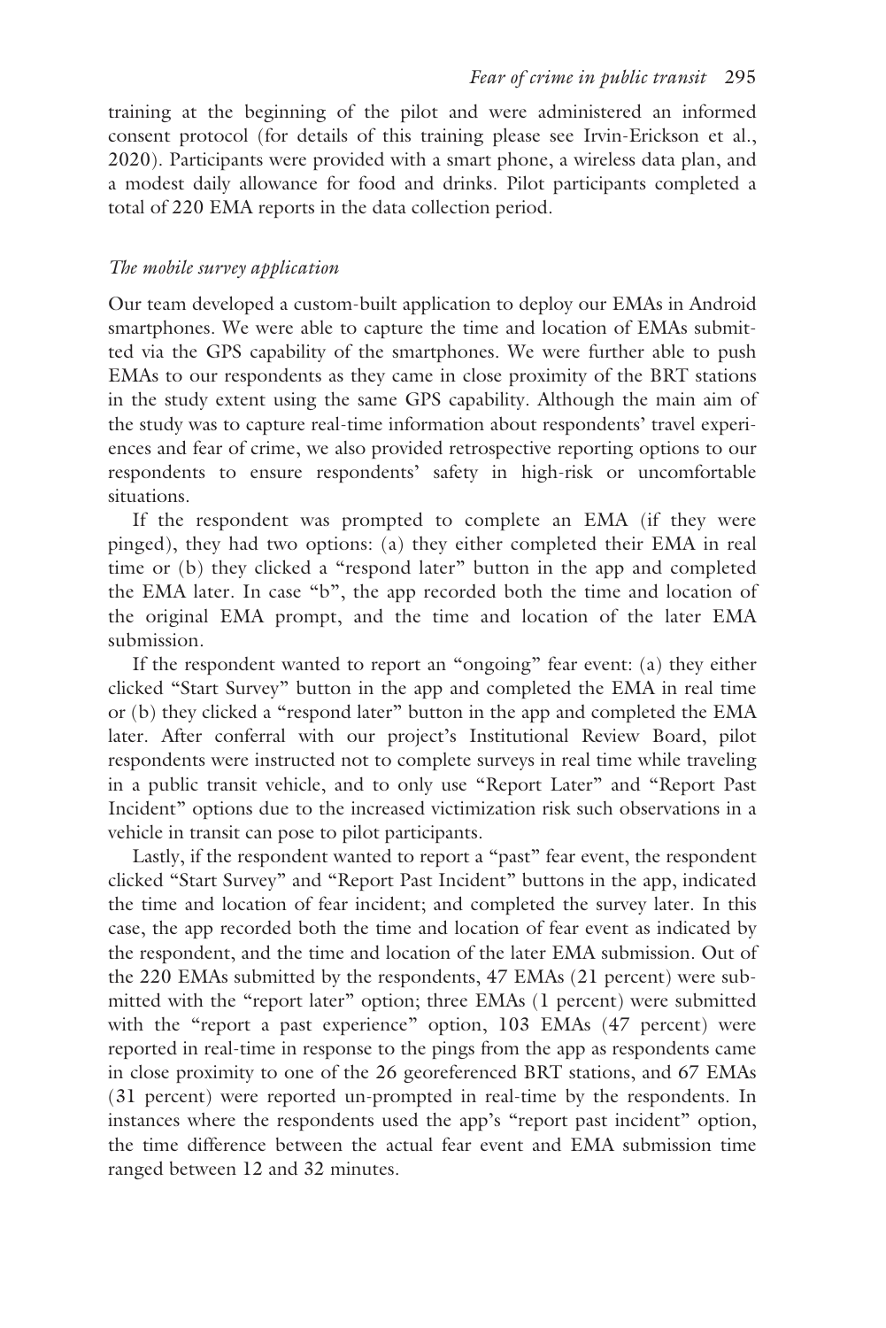training at the beginning of the pilot and were administered an informed consent protocol (for details of this training please see Irvin-Erickson et al., 2020). Participants were provided with a smart phone, a wireless data plan, and a modest daily allowance for food and drinks. Pilot participants completed a total of 220 EMA reports in the data collection period.

### *The mobile survey application*

Our team developed a custom-built application to deploy our EMAs in Android smartphones. We were able to capture the time and location of EMAs submitted via the GPS capability of the smartphones. We were further able to push EMAs to our respondents as they came in close proximity of the BRT stations in the study extent using the same GPS capability. Although the main aim of the study was to capture real-time information about respondents' travel experiences and fear of crime, we also provided retrospective reporting options to our respondents to ensure respondents' safety in high-risk or uncomfortable situations.

If the respondent was prompted to complete an EMA (if they were pinged), they had two options: (a) they either completed their EMA in real time or (b) they clicked a "respond later" button in the app and completed the EMA later. In case "b", the app recorded both the time and location of the original EMA prompt, and the time and location of the later EMA submission.

If the respondent wanted to report an "ongoing" fear event: (a) they either clicked "Start Survey" button in the app and completed the EMA in real time or (b) they clicked a "respond later" button in the app and completed the EMA later. After conferral with our project's Institutional Review Board, pilot respondents were instructed not to complete surveys in real time while traveling in a public transit vehicle, and to only use "Report Later" and "Report Past Incident" options due to the increased victimization risk such observations in a vehicle in transit can pose to pilot participants.

Lastly, if the respondent wanted to report a "past" fear event, the respondent clicked "Start Survey" and "Report Past Incident" buttons in the app, indicated the time and location of fear incident; and completed the survey later. In this case, the app recorded both the time and location of fear event as indicated by the respondent, and the time and location of the later EMA submission. Out of the 220 EMAs submitted by the respondents, 47 EMAs (21 percent) were submitted with the "report later" option; three EMAs (1 percent) were submitted with the "report a past experience" option, 103 EMAs (47 percent) were reported in real-time in response to the pings from the app as respondents came in close proximity to one of the 26 georeferenced BRT stations, and 67 EMAs (31 percent) were reported un-prompted in real-time by the respondents. In instances where the respondents used the app's "report past incident" option, the time difference between the actual fear event and EMA submission time ranged between 12 and 32 minutes.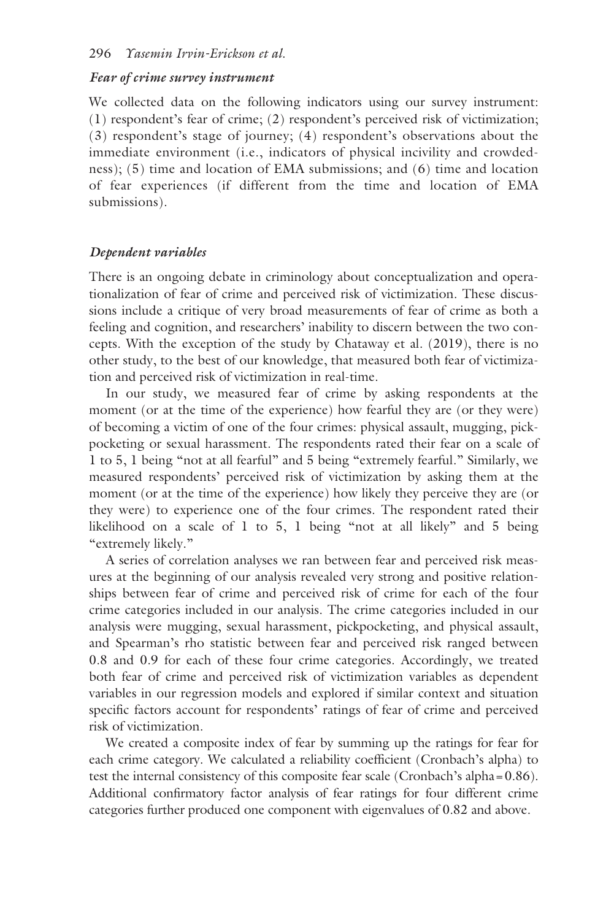### *Fear of crime survey instrument*

We collected data on the following indicators using our survey instrument: (1) respondent's fear of crime; (2) respondent's perceived risk of victimization; (3) respondent's stage of journey; (4) respondent's observations about the immediate environment (i.e., indicators of physical incivility and crowdedness); (5) time and location of EMA submissions; and (6) time and location of fear experiences (if different from the time and location of EMA submissions).

### *Dependent variables*

There is an ongoing debate in criminology about conceptualization and operationalization of fear of crime and perceived risk of victimization. These discussions include a critique of very broad measurements of fear of crime as both a feeling and cognition, and researchers' inability to discern between the two concepts. With the exception of the study by Chataway et al. (2019), there is no other study, to the best of our knowledge, that measured both fear of victimization and perceived risk of victimization in real-time.

In our study, we measured fear of crime by asking respondents at the moment (or at the time of the experience) how fearful they are (or they were) of becoming a victim of one of the four crimes: physical assault, mugging, pickpocketing or sexual harassment. The respondents rated their fear on a scale of 1 to 5, 1 being "not at all fearful" and 5 being "extremely fearful." Similarly, we measured respondents' perceived risk of victimization by asking them at the moment (or at the time of the experience) how likely they perceive they are (or they were) to experience one of the four crimes. The respondent rated their likelihood on a scale of 1 to 5, 1 being "not at all likely" and 5 being "extremely likely."

A series of correlation analyses we ran between fear and perceived risk measures at the beginning of our analysis revealed very strong and positive relationships between fear of crime and perceived risk of crime for each of the four crime categories included in our analysis. The crime categories included in our analysis were mugging, sexual harassment, pickpocketing, and physical assault, and Spearman's rho statistic between fear and perceived risk ranged between 0.8 and 0.9 for each of these four crime categories. Accordingly, we treated both fear of crime and perceived risk of victimization variables as dependent variables in our regression models and explored if similar context and situation specific factors account for respondents' ratings of fear of crime and perceived risk of victimization.

We created a composite index of fear by summing up the ratings for fear for each crime category. We calculated a reliability coefficient (Cronbach's alpha) to test the internal consistency of this composite fear scale (Cronbach's alpha = 0.86). Additional confirmatory factor analysis of fear ratings for four different crime categories further produced one component with eigenvalues of 0.82 and above.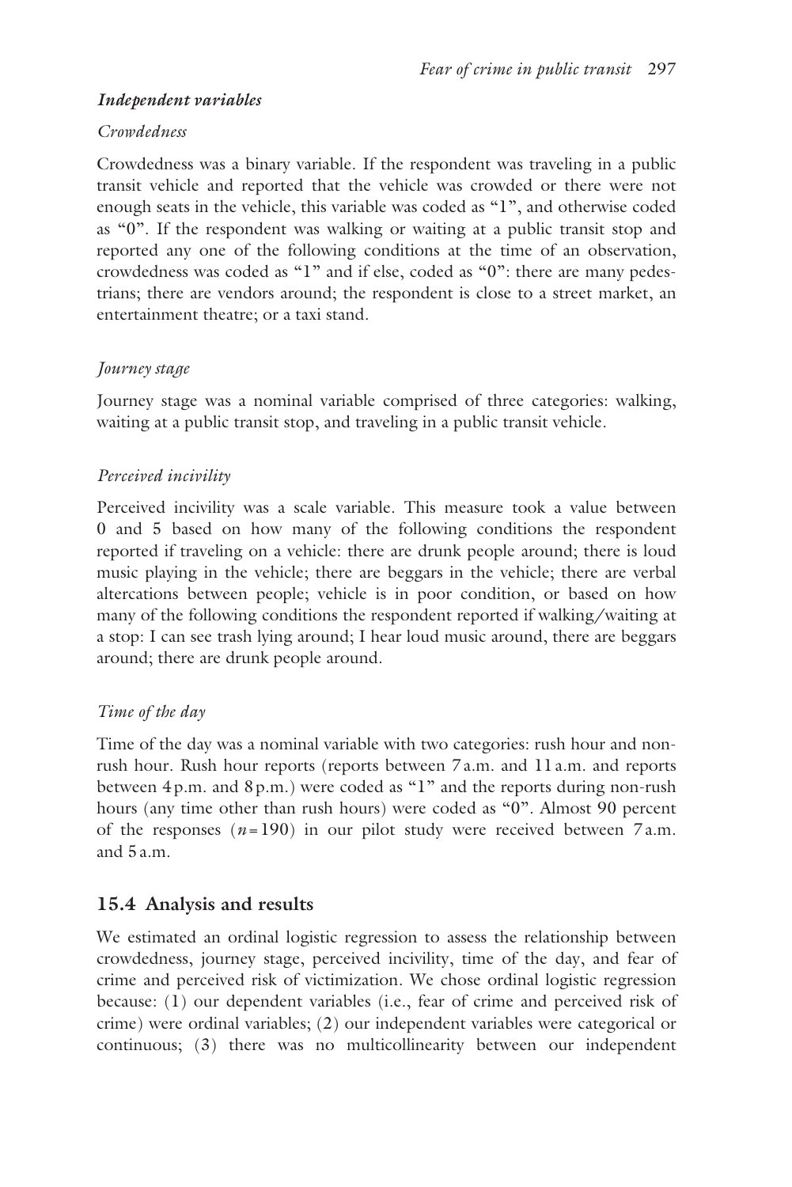### *Independent variables*

#### *Crowdedness*

Crowdedness was a binary variable. If the respondent was traveling in a public transit vehicle and reported that the vehicle was crowded or there were not enough seats in the vehicle, this variable was coded as "1", and otherwise coded as "0". If the respondent was walking or waiting at a public transit stop and reported any one of the following conditions at the time of an observation, crowdedness was coded as "1" and if else, coded as "0": there are many pedestrians; there are vendors around; the respondent is close to a street market, an entertainment theatre; or a taxi stand.

#### *Journey stage*

Journey stage was a nominal variable comprised of three categories: walking, waiting at a public transit stop, and traveling in a public transit vehicle.

#### *Perceived incivility*

Perceived incivility was a scale variable. This measure took a value between 0 and 5 based on how many of the following conditions the respondent reported if traveling on a vehicle: there are drunk people around; there is loud music playing in the vehicle; there are beggars in the vehicle; there are verbal altercations between people; vehicle is in poor condition, or based on how many of the following conditions the respondent reported if walking/waiting at a stop: I can see trash lying around; I hear loud music around, there are beggars around; there are drunk people around.

#### *Time of the day*

Time of the day was a nominal variable with two categories: rush hour and non-rush hour. Rush hour reports (reports between 7 a.m. and 11 a.m. and reports between 4 p.m. and 8 p.m.) were coded as "1" and the reports during non-rush hours (any time other than rush hours) were coded as "0". Almost 90 percent of the responses ($n = 190$) in our pilot study were received between 7 a.m. and 5 a.m.

## 15.4 Analysis and results

We estimated an ordinal logistic regression to assess the relationship between crowdedness, journey stage, perceived incivility, time of the day, and fear of crime and perceived risk of victimization. We chose ordinal logistic regression because: (1) our dependent variables (i.e., fear of crime and perceived risk of crime) were ordinal variables; (2) our independent variables were categorical or continuous; (3) there was no multicollinearity between our independent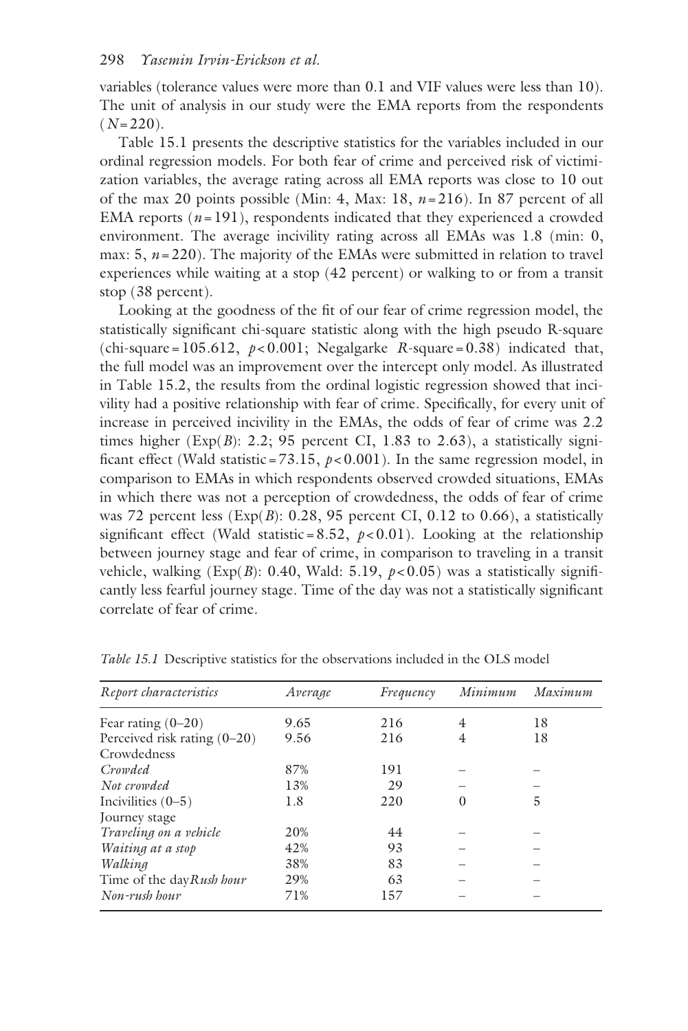variables (tolerance values were more than 0.1 and VIF values were less than 10). The unit of analysis in our study were the EMA reports from the respondents ($N = 220$).

Table 15.1 presents the descriptive statistics for the variables included in our ordinal regression models. For both fear of crime and perceived risk of victimization variables, the average rating across all EMA reports was close to 10 out of the max 20 points possible (Min: 4, Max: 18, $n = 216$). In 87 percent of all EMA reports ($n = 191$), respondents indicated that they experienced a crowded environment. The average incivility rating across all EMAs was 1.8 (min: 0, max: 5, $n = 220$). The majority of the EMAs were submitted in relation to travel experiences while waiting at a stop (42 percent) or walking to or from a transit stop (38 percent).

Looking at the goodness of the fit of our fear of crime regression model, the statistically significant chi-square statistic along with the high pseudo R-square (chi-square = 105.612, $p < 0.001$; Negalgarke $R$-square = 0.38) indicated that, the full model was an improvement over the intercept only model. As illustrated in Table 15.2, the results from the ordinal logistic regression showed that incivility had a positive relationship with fear of crime. Specifically, for every unit of increase in perceived incivility in the EMAs, the odds of fear of crime was 2.2 times higher (Exp($B$): 2.2; 95 percent CI, 1.83 to 2.63), a statistically significant effect (Wald statistic = 73.15, $p < 0.001$). In the same regression model, in comparison to EMAs in which respondents observed crowded situations, EMAs in which there was not a perception of crowdedness, the odds of fear of crime was 72 percent less (Exp($B$): 0.28, 95 percent CI, 0.12 to 0.66), a statistically significant effect (Wald statistic = 8.52, $p < 0.01$). Looking at the relationship between journey stage and fear of crime, in comparison to traveling in a transit vehicle, walking (Exp($B$): 0.40, Wald: 5.19, $p < 0.05$) was a statistically significantly less fearful journey stage. Time of the day was not a statistically significant correlate of fear of crime.

*Table 15.1* Descriptive statistics for the observations included in the OLS model

| *Report characteristics* | *Average* | *Frequency* | *Minimum* | *Maximum* |
|---|---|---|---|---|
| Fear rating (0–20) | 9.65 | 216 | 4 | 18 |
| Perceived risk rating (0–20) | 9.56 | 216 | 4 | 18 |
| Crowdedness | | | | |
| *Crowded* | 87% | 191 | – | – |
| *Not crowded* | 13% | 29 | – | – |
| Incivilities (0–5) | 1.8 | 220 | 0 | 5 |
| Journey stage | | | | |
| *Traveling on a vehicle* | 20% | 44 | – | – |
| *Waiting at a stop* | 42% | 93 | – | – |
| *Walking* | 38% | 83 | – | – |
| Time of the day*Rush hour* | 29% | 63 | – | – |
| *Non-rush hour* | 71% | 157 | – | – |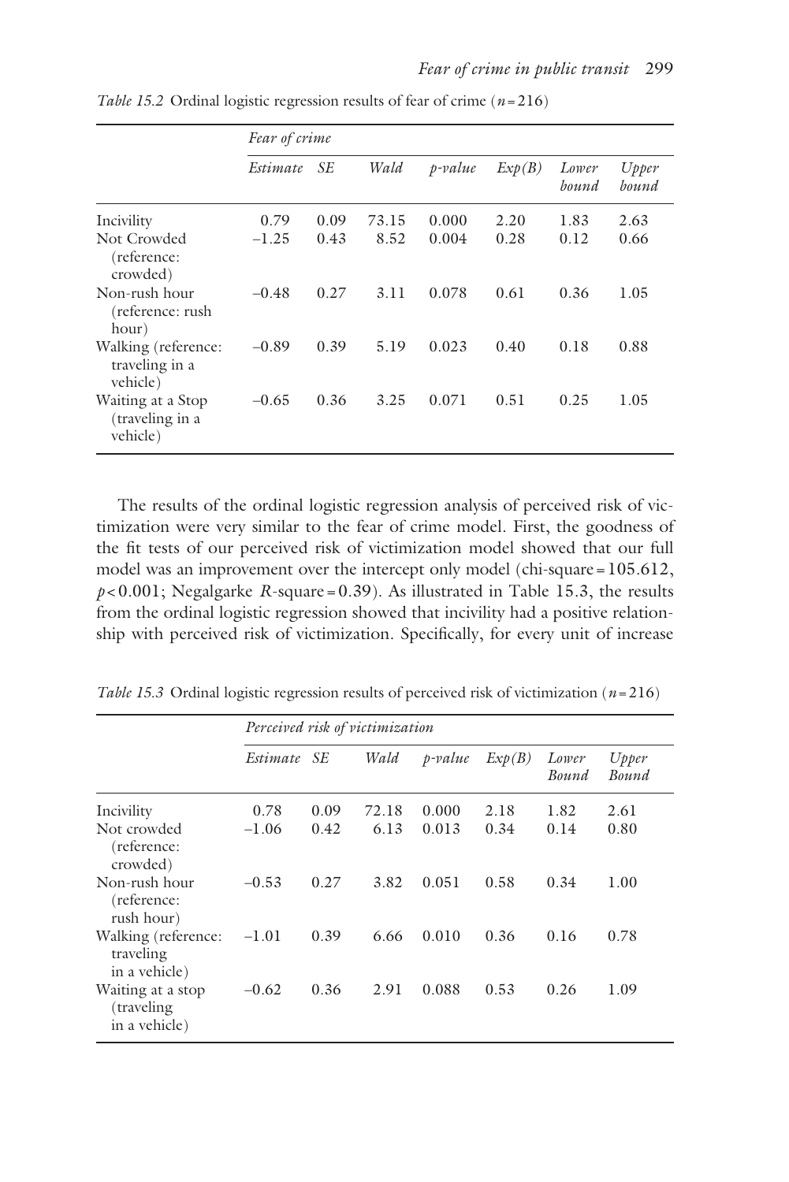*Table 15.2* Ordinal logistic regression results of fear of crime ($n = 216$)

| | *Fear of crime* | | | | | | |
|---|---|---|---|---|---|---|---|
| | *Estimate* | *SE* | *Wald* | *p-value* | *Exp(B)* | *Lower bound* | *Upper bound* |
| Incivility | 0.79 | 0.09 | 73.15 | 0.000 | 2.20 | 1.83 | 2.63 |
| Not Crowded (reference: crowded) | –1.25 | 0.43 | 8.52 | 0.004 | 0.28 | 0.12 | 0.66 |
| Non-rush hour (reference: rush hour) | –0.48 | 0.27 | 3.11 | 0.078 | 0.61 | 0.36 | 1.05 |
| Walking (reference: traveling in a vehicle) | –0.89 | 0.39 | 5.19 | 0.023 | 0.40 | 0.18 | 0.88 |
| Waiting at a Stop (traveling in a vehicle) | –0.65 | 0.36 | 3.25 | 0.071 | 0.51 | 0.25 | 1.05 |

The results of the ordinal logistic regression analysis of perceived risk of victimization were very similar to the fear of crime model. First, the goodness of the fit tests of our perceived risk of victimization model showed that our full model was an improvement over the intercept only model (chi-square = 105.612, $p < 0.001$; Negalgarke $R$-square = 0.39). As illustrated in Table 15.3, the results from the ordinal logistic regression showed that incivility had a positive relationship with perceived risk of victimization. Specifically, for every unit of increase

*Table 15.3* Ordinal logistic regression results of perceived risk of victimization ($n = 216$)

| | *Perceived risk of victimization* | | | | | | |
|---|---|---|---|---|---|---|---|
| | *Estimate* | *SE* | *Wald* | *p-value* | *Exp(B)* | *Lower Bound* | *Upper Bound* |
| Incivility | 0.78 | 0.09 | 72.18 | 0.000 | 2.18 | 1.82 | 2.61 |
| Not crowded (reference: crowded) | –1.06 | 0.42 | 6.13 | 0.013 | 0.34 | 0.14 | 0.80 |
| Non-rush hour (reference: rush hour) | –0.53 | 0.27 | 3.82 | 0.051 | 0.58 | 0.34 | 1.00 |
| Walking (reference: traveling in a vehicle) | –1.01 | 0.39 | 6.66 | 0.010 | 0.36 | 0.16 | 0.78 |
| Waiting at a stop (traveling in a vehicle) | –0.62 | 0.36 | 2.91 | 0.088 | 0.53 | 0.26 | 1.09 |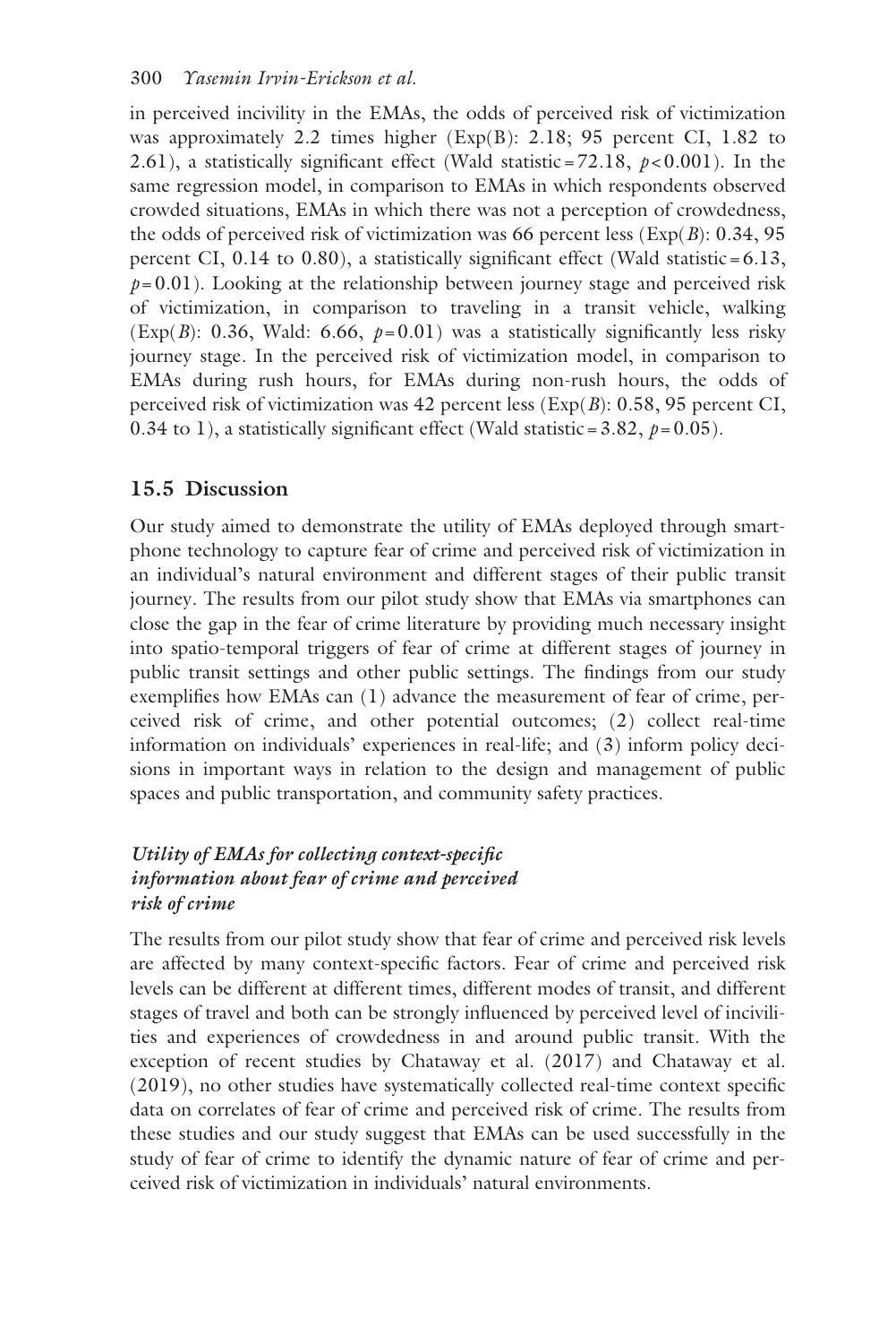in perceived incivility in the EMAs, the odds of perceived risk of victimization was approximately 2.2 times higher (Exp(B): 2.18; 95 percent CI, 1.82 to 2.61), a statistically significant effect (Wald statistic = 72.18, $p < 0.001$). In the same regression model, in comparison to EMAs in which respondents observed crowded situations, EMAs in which there was not a perception of crowdedness, the odds of perceived risk of victimization was 66 percent less (Exp($B$): 0.34, 95 percent CI, 0.14 to 0.80), a statistically significant effect (Wald statistic = 6.13, $p = 0.01$). Looking at the relationship between journey stage and perceived risk of victimization, in comparison to traveling in a transit vehicle, walking (Exp($B$): 0.36, Wald: 6.66, $p = 0.01$) was a statistically significantly less risky journey stage. In the perceived risk of victimization model, in comparison to EMAs during rush hours, for EMAs during non-rush hours, the odds of perceived risk of victimization was 42 percent less (Exp($B$): 0.58, 95 percent CI, 0.34 to 1), a statistically significant effect (Wald statistic = 3.82, $p = 0.05$).

## 15.5 Discussion

Our study aimed to demonstrate the utility of EMAs deployed through smartphone technology to capture fear of crime and perceived risk of victimization in an individual's natural environment and different stages of their public transit journey. The results from our pilot study show that EMAs via smartphones can close the gap in the fear of crime literature by providing much necessary insight into spatio-temporal triggers of fear of crime at different stages of journey in public transit settings and other public settings. The findings from our study exemplifies how EMAs can (1) advance the measurement of fear of crime, perceived risk of crime, and other potential outcomes; (2) collect real-time information on individuals' experiences in real-life; and (3) inform policy decisions in important ways in relation to the design and management of public spaces and public transportation, and community safety practices.

### *Utility of EMAs for collecting context-specific information about fear of crime and perceived risk of crime*

The results from our pilot study show that fear of crime and perceived risk levels are affected by many context-specific factors. Fear of crime and perceived risk levels can be different at different times, different modes of transit, and different stages of travel and both can be strongly influenced by perceived level of incivilities and experiences of crowdedness in and around public transit. With the exception of recent studies by Chataway et al. (2017) and Chataway et al. (2019), no other studies have systematically collected real-time context specific data on correlates of fear of crime and perceived risk of crime. The results from these studies and our study suggest that EMAs can be used successfully in the study of fear of crime to identify the dynamic nature of fear of crime and perceived risk of victimization in individuals' natural environments.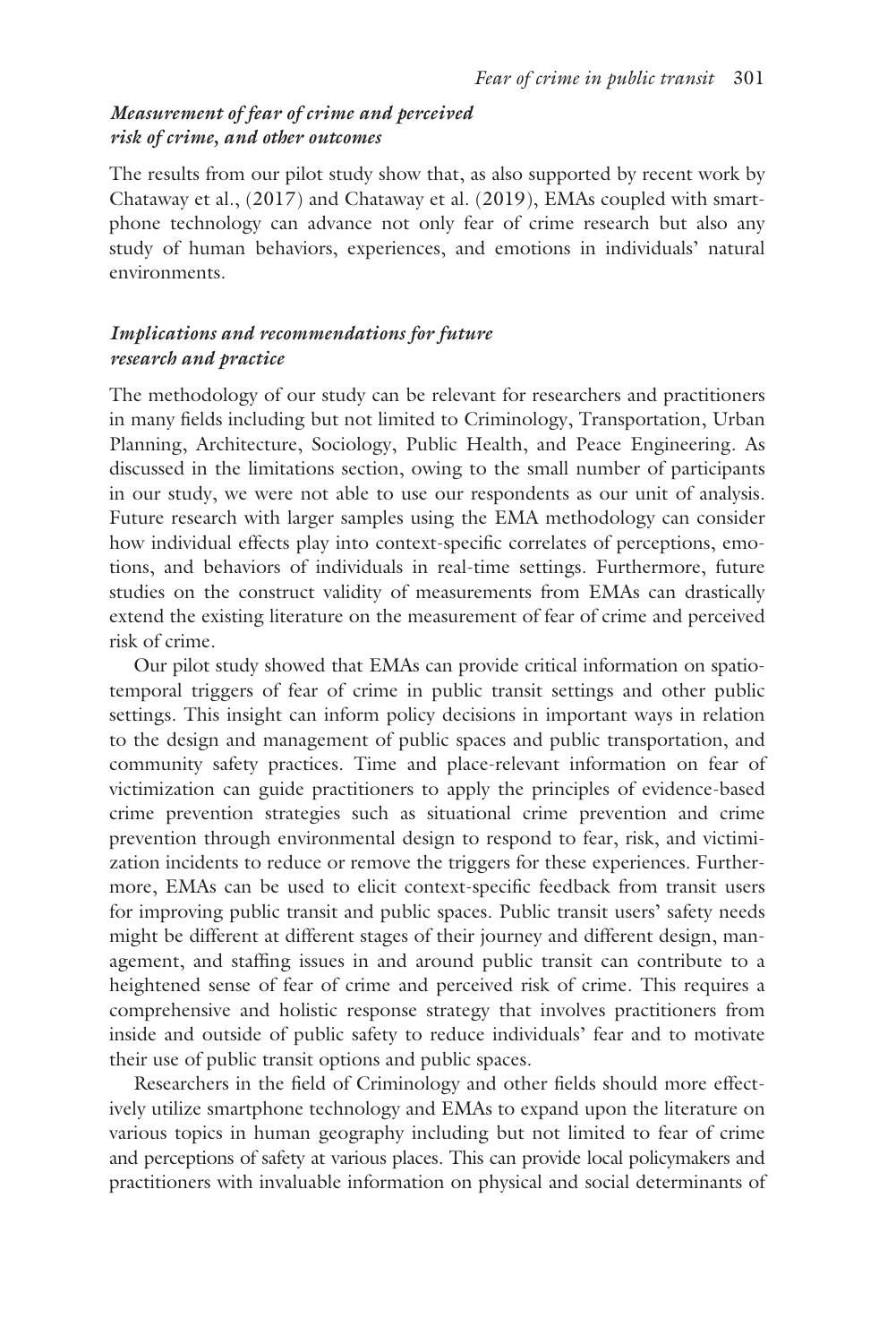### *Measurement of fear of crime and perceived risk of crime, and other outcomes*

The results from our pilot study show that, as also supported by recent work by Chataway et al., (2017) and Chataway et al. (2019), EMAs coupled with smartphone technology can advance not only fear of crime research but also any study of human behaviors, experiences, and emotions in individuals' natural environments.

### *Implications and recommendations for future research and practice*

The methodology of our study can be relevant for researchers and practitioners in many fields including but not limited to Criminology, Transportation, Urban Planning, Architecture, Sociology, Public Health, and Peace Engineering. As discussed in the limitations section, owing to the small number of participants in our study, we were not able to use our respondents as our unit of analysis. Future research with larger samples using the EMA methodology can consider how individual effects play into context-specific correlates of perceptions, emotions, and behaviors of individuals in real-time settings. Furthermore, future studies on the construct validity of measurements from EMAs can drastically extend the existing literature on the measurement of fear of crime and perceived risk of crime.

Our pilot study showed that EMAs can provide critical information on spatio-temporal triggers of fear of crime in public transit settings and other public settings. This insight can inform policy decisions in important ways in relation to the design and management of public spaces and public transportation, and community safety practices. Time and place-relevant information on fear of victimization can guide practitioners to apply the principles of evidence-based crime prevention strategies such as situational crime prevention and crime prevention through environmental design to respond to fear, risk, and victimization incidents to reduce or remove the triggers for these experiences. Furthermore, EMAs can be used to elicit context-specific feedback from transit users for improving public transit and public spaces. Public transit users' safety needs might be different at different stages of their journey and different design, management, and staffing issues in and around public transit can contribute to a heightened sense of fear of crime and perceived risk of crime. This requires a comprehensive and holistic response strategy that involves practitioners from inside and outside of public safety to reduce individuals' fear and to motivate their use of public transit options and public spaces.

Researchers in the field of Criminology and other fields should more effectively utilize smartphone technology and EMAs to expand upon the literature on various topics in human geography including but not limited to fear of crime and perceptions of safety at various places. This can provide local policymakers and practitioners with invaluable information on physical and social determinants of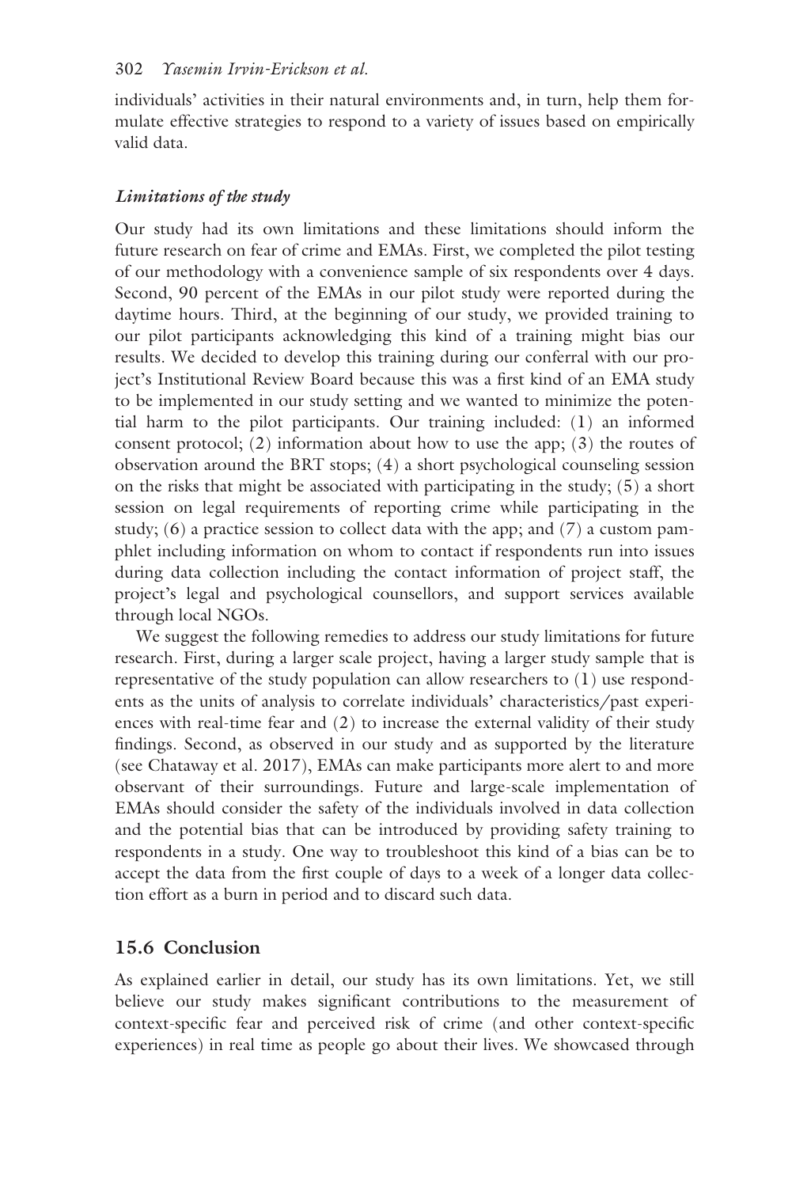individuals' activities in their natural environments and, in turn, help them formulate effective strategies to respond to a variety of issues based on empirically valid data.

### *Limitations of the study*

Our study had its own limitations and these limitations should inform the future research on fear of crime and EMAs. First, we completed the pilot testing of our methodology with a convenience sample of six respondents over 4 days. Second, 90 percent of the EMAs in our pilot study were reported during the daytime hours. Third, at the beginning of our study, we provided training to our pilot participants acknowledging this kind of a training might bias our results. We decided to develop this training during our conferral with our project's Institutional Review Board because this was a first kind of an EMA study to be implemented in our study setting and we wanted to minimize the potential harm to the pilot participants. Our training included: (1) an informed consent protocol; (2) information about how to use the app; (3) the routes of observation around the BRT stops; (4) a short psychological counseling session on the risks that might be associated with participating in the study; (5) a short session on legal requirements of reporting crime while participating in the study; (6) a practice session to collect data with the app; and (7) a custom pamphlet including information on whom to contact if respondents run into issues during data collection including the contact information of project staff, the project's legal and psychological counsellors, and support services available through local NGOs.

We suggest the following remedies to address our study limitations for future research. First, during a larger scale project, having a larger study sample that is representative of the study population can allow researchers to (1) use respondents as the units of analysis to correlate individuals' characteristics/past experiences with real-time fear and (2) to increase the external validity of their study findings. Second, as observed in our study and as supported by the literature (see Chataway et al. 2017), EMAs can make participants more alert to and more observant of their surroundings. Future and large-scale implementation of EMAs should consider the safety of the individuals involved in data collection and the potential bias that can be introduced by providing safety training to respondents in a study. One way to troubleshoot this kind of a bias can be to accept the data from the first couple of days to a week of a longer data collection effort as a burn in period and to discard such data.

## 15.6 Conclusion

As explained earlier in detail, our study has its own limitations. Yet, we still believe our study makes significant contributions to the measurement of context-specific fear and perceived risk of crime (and other context-specific experiences) in real time as people go about their lives. We showcased through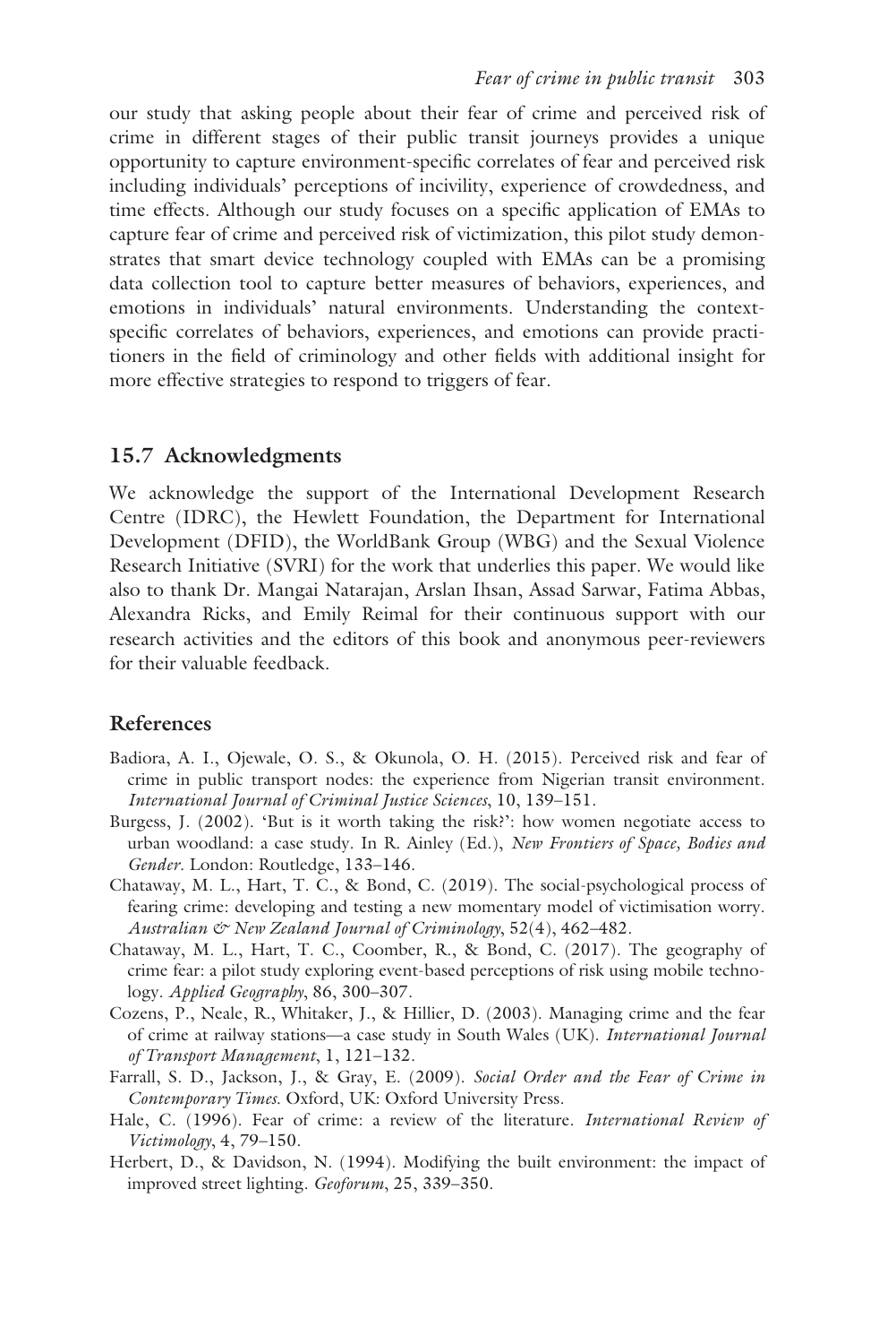our study that asking people about their fear of crime and perceived risk of crime in different stages of their public transit journeys provides a unique opportunity to capture environment-specific correlates of fear and perceived risk including individuals' perceptions of incivility, experience of crowdedness, and time effects. Although our study focuses on a specific application of EMAs to capture fear of crime and perceived risk of victimization, this pilot study demonstrates that smart device technology coupled with EMAs can be a promising data collection tool to capture better measures of behaviors, experiences, and emotions in individuals' natural environments. Understanding the context-specific correlates of behaviors, experiences, and emotions can provide practitioners in the field of criminology and other fields with additional insight for more effective strategies to respond to triggers of fear.

## 15.7 Acknowledgments

We acknowledge the support of the International Development Research Centre (IDRC), the Hewlett Foundation, the Department for International Development (DFID), the WorldBank Group (WBG) and the Sexual Violence Research Initiative (SVRI) for the work that underlies this paper. We would like also to thank Dr. Mangai Natarajan, Arslan Ihsan, Assad Sarwar, Fatima Abbas, Alexandra Ricks, and Emily Reimal for their continuous support with our research activities and the editors of this book and anonymous peer-reviewers for their valuable feedback.

## References

- Badiora, A. I., Ojewale, O. S., & Okunola, O. H. (2015). Perceived risk and fear of crime in public transport nodes: the experience from Nigerian transit environment. *International Journal of Criminal Justice Sciences*, 10, 139–151.
- Burgess, J. (2002). 'But is it worth taking the risk?': how women negotiate access to urban woodland: a case study. In R. Ainley (Ed.), *New Frontiers of Space, Bodies and Gender*. London: Routledge, 133–146.
- Chataway, M. L., Hart, T. C., & Bond, C. (2019). The social-psychological process of fearing crime: developing and testing a new momentary model of victimisation worry. *Australian & New Zealand Journal of Criminology*, 52(4), 462–482.
- Chataway, M. L., Hart, T. C., Coomber, R., & Bond, C. (2017). The geography of crime fear: a pilot study exploring event-based perceptions of risk using mobile technology. *Applied Geography*, 86, 300–307.
- Cozens, P., Neale, R., Whitaker, J., & Hillier, D. (2003). Managing crime and the fear of crime at railway stations—a case study in South Wales (UK). *International Journal of Transport Management*, 1, 121–132.
- Farrall, S. D., Jackson, J., & Gray, E. (2009). *Social Order and the Fear of Crime in Contemporary Times*. Oxford, UK: Oxford University Press.
- Hale, C. (1996). Fear of crime: a review of the literature. *International Review of Victimology*, 4, 79–150.
- Herbert, D., & Davidson, N. (1994). Modifying the built environment: the impact of improved street lighting. *Geoforum*, 25, 339–350.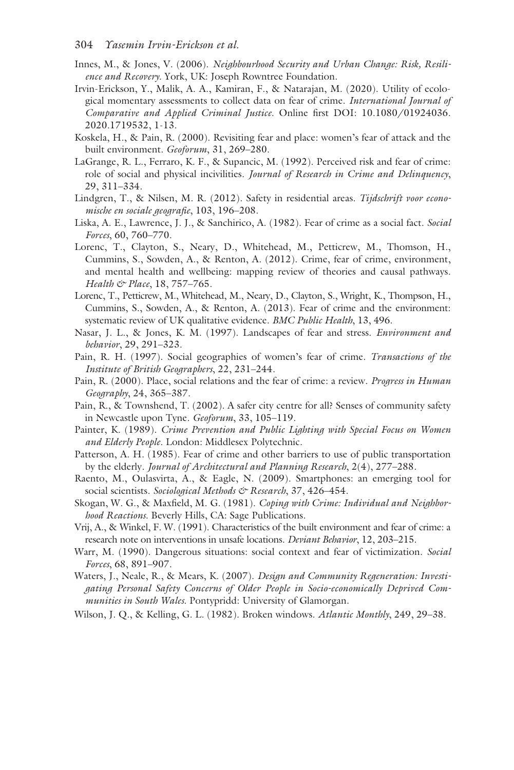Innes, M., & Jones, V. (2006). *Neighbourhood Security and Urban Change: Risk, Resilience and Recovery*. York, UK: Joseph Rowntree Foundation.

Irvin-Erickson, Y., Malik, A. A., Kamiran, F., & Natarajan, M. (2020). Utility of ecological momentary assessments to collect data on fear of crime. *International Journal of Comparative and Applied Criminal Justice*. Online first DOI: 10.1080/01924036.2020.1719532, 1-13.

Koskela, H., & Pain, R. (2000). Revisiting fear and place: women's fear of attack and the built environment. *Geoforum*, 31, 269–280.

LaGrange, R. L., Ferraro, K. F., & Supancic, M. (1992). Perceived risk and fear of crime: role of social and physical incivilities. *Journal of Research in Crime and Delinquency*, 29, 311–334.

Lindgren, T., & Nilsen, M. R. (2012). Safety in residential areas. *Tijdschrift voor economische en sociale geografie*, 103, 196–208.

Liska, A. E., Lawrence, J. J., & Sanchirico, A. (1982). Fear of crime as a social fact. *Social Forces*, 60, 760–770.

Lorenc, T., Clayton, S., Neary, D., Whitehead, M., Petticrew, M., Thomson, H., Cummins, S., Sowden, A., & Renton, A. (2012). Crime, fear of crime, environment, and mental health and wellbeing: mapping review of theories and causal pathways. *Health & Place*, 18, 757–765.

Lorenc, T., Petticrew, M., Whitehead, M., Neary, D., Clayton, S., Wright, K., Thompson, H., Cummins, S., Sowden, A., & Renton, A. (2013). Fear of crime and the environment: systematic review of UK qualitative evidence. *BMC Public Health*, 13, 496.

Nasar, J. L., & Jones, K. M. (1997). Landscapes of fear and stress. *Environment and behavior*, 29, 291–323.

Pain, R. H. (1997). Social geographies of women's fear of crime. *Transactions of the Institute of British Geographers*, 22, 231–244.

Pain, R. (2000). Place, social relations and the fear of crime: a review. *Progress in Human Geography*, 24, 365–387.

Pain, R., & Townshend, T. (2002). A safer city centre for all? Senses of community safety in Newcastle upon Tyne. *Geoforum*, 33, 105–119.

Painter, K. (1989). *Crime Prevention and Public Lighting with Special Focus on Women and Elderly People*. London: Middlesex Polytechnic.

Patterson, A. H. (1985). Fear of crime and other barriers to use of public transportation by the elderly. *Journal of Architectural and Planning Research*, 2(4), 277–288.

Raento, M., Oulasvirta, A., & Eagle, N. (2009). Smartphones: an emerging tool for social scientists. *Sociological Methods & Research*, 37, 426–454.

Skogan, W. G., & Maxfield, M. G. (1981). *Coping with Crime: Individual and Neighborhood Reactions*. Beverly Hills, CA: Sage Publications.

Vrij, A., & Winkel, F. W. (1991). Characteristics of the built environment and fear of crime: a research note on interventions in unsafe locations. *Deviant Behavior*, 12, 203–215.

Warr, M. (1990). Dangerous situations: social context and fear of victimization. *Social Forces*, 68, 891–907.

Waters, J., Neale, R., & Mears, K. (2007). *Design and Community Regeneration: Investigating Personal Safety Concerns of Older People in Socio-economically Deprived Communities in South Wales*. Pontypridd: University of Glamorgan.

Wilson, J. Q., & Kelling, G. L. (1982). Broken windows. *Atlantic Monthly*, 249, 29–38.